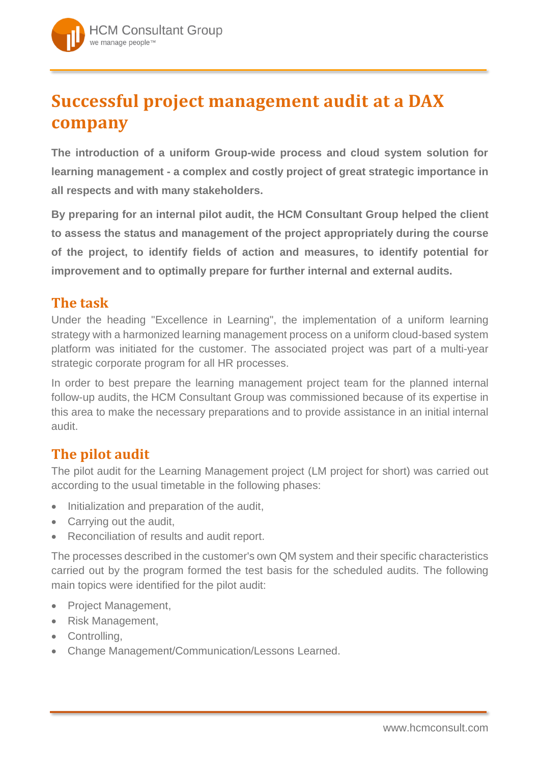# Successful project management audit at a DAX company

**The introduction of a uniform Group-wide process and cloud system solution for learning management - a complex and costly project of great strategic importance in all respects and with many stakeholders.**

**By preparing for an internal pilot audit, the HCM Consultant Group helped the client to assess the status and management of the project appropriately during the course of the project, to identify fields of action and measures, to identify potential for improvement and to optimally prepare for further internal and external audits.**

## The task

Under the heading "Excellence in Learning", the implementation of a uniform learning strategy with a harmonized learning management process on a uniform cloud-based system platform was initiated for the customer. The associated project was part of a multi-year strategic corporate program for all HR processes.

In order to best prepare the learning management project team for the planned internal follow-up audits, the HCM Consultant Group was commissioned because of its expertise in this area to make the necessary preparations and to provide assistance in an initial internal audit.

## The pilot audit

The pilot audit for the Learning Management project (LM project for short) was carried out according to the usual timetable in the following phases:

- Initialization and preparation of the audit,
- Carrying out the audit,
- Reconciliation of results and audit report.

The processes described in the customer's own QM system and their specific characteristics carried out by the program formed the test basis for the scheduled audits. The following main topics were identified for the pilot audit:

- Project Management,
- Risk Management,
- Controlling,
- Change Management/Communication/Lessons Learned.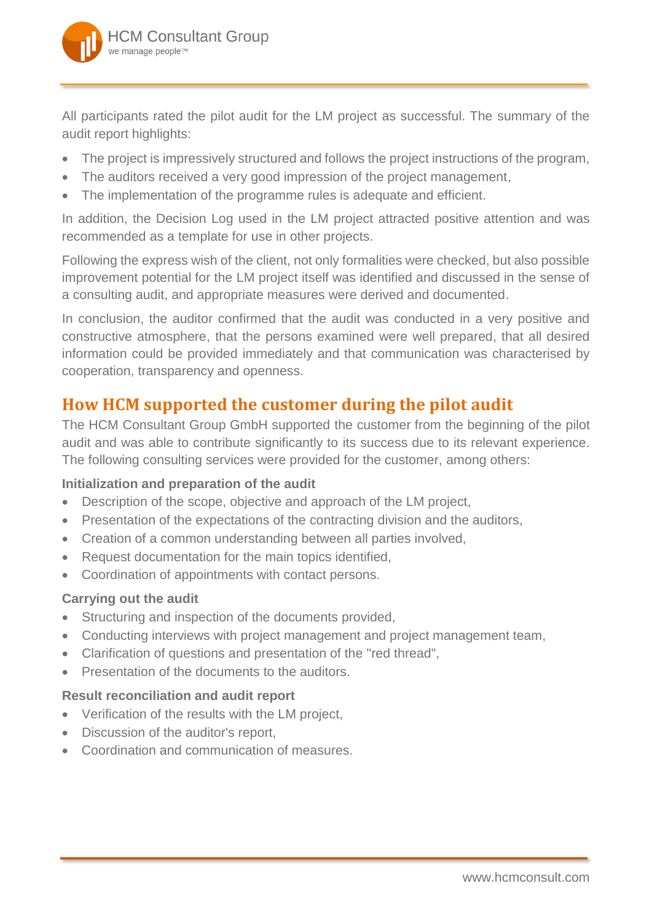All participants rated the pilot audit for the LM project as successful. The summary of the audit report highlights:

- The project is impressively structured and follows the project instructions of the program,
- The auditors received a very good impression of the project management,
- The implementation of the programme rules is adequate and efficient.

In addition, the Decision Log used in the LM project attracted positive attention and was recommended as a template for use in other projects.

Following the express wish of the client, not only formalities were checked, but also possible improvement potential for the LM project itself was identified and discussed in the sense of a consulting audit, and appropriate measures were derived and documented.

In conclusion, the auditor confirmed that the audit was conducted in a very positive and constructive atmosphere, that the persons examined were well prepared, that all desired information could be provided immediately and that communication was characterised by cooperation, transparency and openness.

## How HCM supported the customer during the pilot audit

The HCM Consultant Group GmbH supported the customer from the beginning of the pilot audit and was able to contribute significantly to its success due to its relevant experience. The following consulting services were provided for the customer, among others:

### Initialization and preparation of the audit

- Description of the scope, objective and approach of the LM project,
- Presentation of the expectations of the contracting division and the auditors,
- Creation of a common understanding between all parties involved,
- Request documentation for the main topics identified,
- Coordination of appointments with contact persons.

### Carrying out the audit

- Structuring and inspection of the documents provided,
- Conducting interviews with project management and project management team,
- Clarification of questions and presentation of the "red thread",
- Presentation of the documents to the auditors.

### Result reconciliation and audit report

- Verification of the results with the LM project,
- Discussion of the auditor's report,
- Coordination and communication of measures.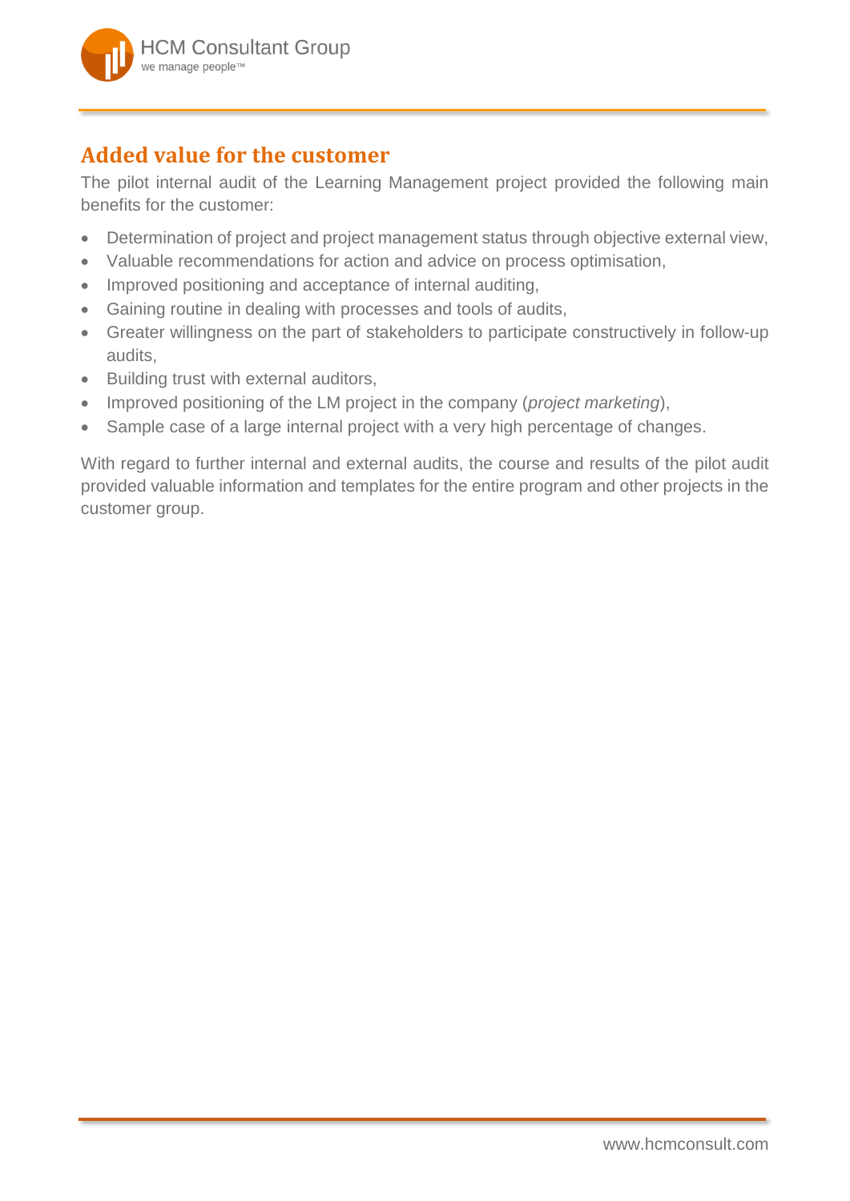## Added value for the customer

The pilot internal audit of the Learning Management project provided the following main benefits for the customer:

- Determination of project and project management status through objective external view,
- Valuable recommendations for action and advice on process optimisation,
- Improved positioning and acceptance of internal auditing,
- Gaining routine in dealing with processes and tools of audits,
- Greater willingness on the part of stakeholders to participate constructively in follow-up audits,
- Building trust with external auditors,
- Improved positioning of the LM project in the company (*project marketing*),
- Sample case of a large internal project with a very high percentage of changes.

With regard to further internal and external audits, the course and results of the pilot audit provided valuable information and templates for the entire program and other projects in the customer group.